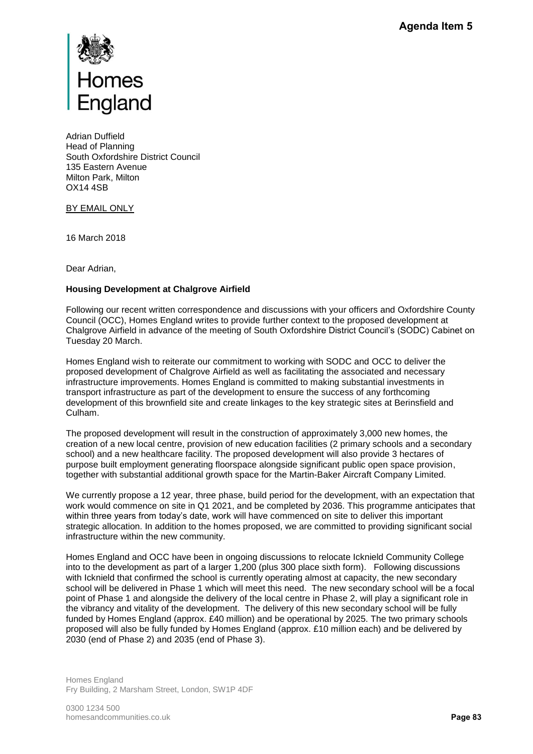Homes England

Adrian Duffield
Head of Planning
South Oxfordshire District Council
135 Eastern Avenue
Milton Park, Milton
OX14 4SB

BY EMAIL ONLY

16 March 2018

Dear Adrian,

**Housing Development at Chalgrove Airfield**

Following our recent written correspondence and discussions with your officers and Oxfordshire County Council (OCC), Homes England writes to provide further context to the proposed development at Chalgrove Airfield in advance of the meeting of South Oxfordshire District Council's (SODC) Cabinet on Tuesday 20 March.

Homes England wish to reiterate our commitment to working with SODC and OCC to deliver the proposed development of Chalgrove Airfield as well as facilitating the associated and necessary infrastructure improvements. Homes England is committed to making substantial investments in transport infrastructure as part of the development to ensure the success of any forthcoming development of this brownfield site and create linkages to the key strategic sites at Berinsfield and Culham.

The proposed development will result in the construction of approximately 3,000 new homes, the creation of a new local centre, provision of new education facilities (2 primary schools and a secondary school) and a new healthcare facility. The proposed development will also provide 3 hectares of purpose built employment generating floorspace alongside significant public open space provision, together with substantial additional growth space for the Martin-Baker Aircraft Company Limited.

We currently propose a 12 year, three phase, build period for the development, with an expectation that work would commence on site in Q1 2021, and be completed by 2036. This programme anticipates that within three years from today's date, work will have commenced on site to deliver this important strategic allocation. In addition to the homes proposed, we are committed to providing significant social infrastructure within the new community.

Homes England and OCC have been in ongoing discussions to relocate Icknield Community College into to the development as part of a larger 1,200 (plus 300 place sixth form). Following discussions with Icknield that confirmed the school is currently operating almost at capacity, the new secondary school will be delivered in Phase 1 which will meet this need. The new secondary school will be a focal point of Phase 1 and alongside the delivery of the local centre in Phase 2, will play a significant role in the vibrancy and vitality of the development. The delivery of this new secondary school will be fully funded by Homes England (approx. £40 million) and be operational by 2025. The two primary schools proposed will also be fully funded by Homes England (approx. £10 million each) and be delivered by 2030 (end of Phase 2) and 2035 (end of Phase 3).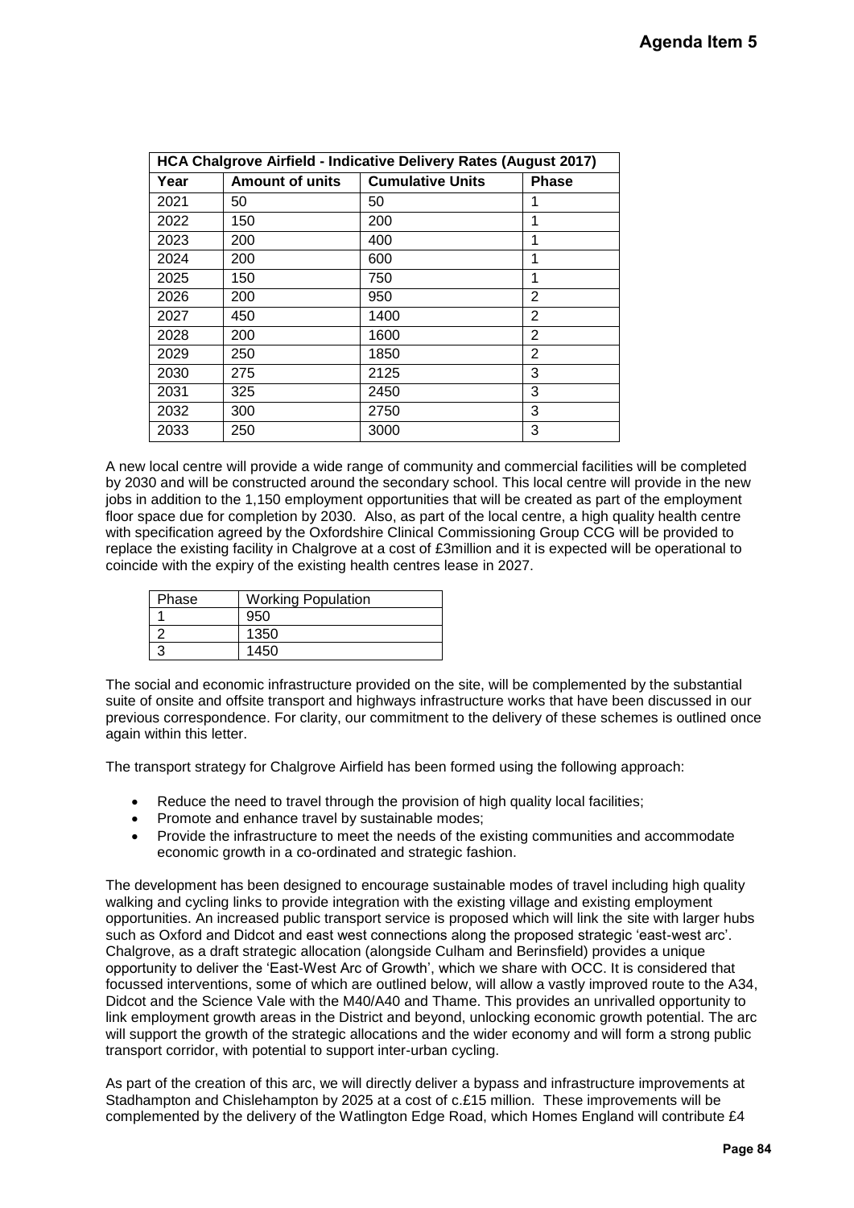| HCA Chalgrove Airfield - Indicative Delivery Rates (August 2017) | | | |
|---|---|---|---|
| Year | Amount of units | Cumulative Units | Phase |
| 2021 | 50 | 50 | 1 |
| 2022 | 150 | 200 | 1 |
| 2023 | 200 | 400 | 1 |
| 2024 | 200 | 600 | 1 |
| 2025 | 150 | 750 | 1 |
| 2026 | 200 | 950 | 2 |
| 2027 | 450 | 1400 | 2 |
| 2028 | 200 | 1600 | 2 |
| 2029 | 250 | 1850 | 2 |
| 2030 | 275 | 2125 | 3 |
| 2031 | 325 | 2450 | 3 |
| 2032 | 300 | 2750 | 3 |
| 2033 | 250 | 3000 | 3 |

A new local centre will provide a wide range of community and commercial facilities will be completed by 2030 and will be constructed around the secondary school. This local centre will provide in the new jobs in addition to the 1,150 employment opportunities that will be created as part of the employment floor space due for completion by 2030. Also, as part of the local centre, a high quality health centre with specification agreed by the Oxfordshire Clinical Commissioning Group CCG will be provided to replace the existing facility in Chalgrove at a cost of £3million and it is expected will be operational to coincide with the expiry of the existing health centres lease in 2027.

| Phase | Working Population |
|---|---|
| 1 | 950 |
| 2 | 1350 |
| 3 | 1450 |

The social and economic infrastructure provided on the site, will be complemented by the substantial suite of onsite and offsite transport and highways infrastructure works that have been discussed in our previous correspondence. For clarity, our commitment to the delivery of these schemes is outlined once again within this letter.

The transport strategy for Chalgrove Airfield has been formed using the following approach:

- Reduce the need to travel through the provision of high quality local facilities;
- Promote and enhance travel by sustainable modes;
- Provide the infrastructure to meet the needs of the existing communities and accommodate economic growth in a co-ordinated and strategic fashion.

The development has been designed to encourage sustainable modes of travel including high quality walking and cycling links to provide integration with the existing village and existing employment opportunities. An increased public transport service is proposed which will link the site with larger hubs such as Oxford and Didcot and east west connections along the proposed strategic 'east-west arc'. Chalgrove, as a draft strategic allocation (alongside Culham and Berinsfield) provides a unique opportunity to deliver the 'East-West Arc of Growth', which we share with OCC. It is considered that focussed interventions, some of which are outlined below, will allow a vastly improved route to the A34, Didcot and the Science Vale with the M40/A40 and Thame. This provides an unrivalled opportunity to link employment growth areas in the District and beyond, unlocking economic growth potential. The arc will support the growth of the strategic allocations and the wider economy and will form a strong public transport corridor, with potential to support inter-urban cycling.

As part of the creation of this arc, we will directly deliver a bypass and infrastructure improvements at Stadhampton and Chislehampton by 2025 at a cost of c.£15 million. These improvements will be complemented by the delivery of the Watlington Edge Road, which Homes England will contribute £4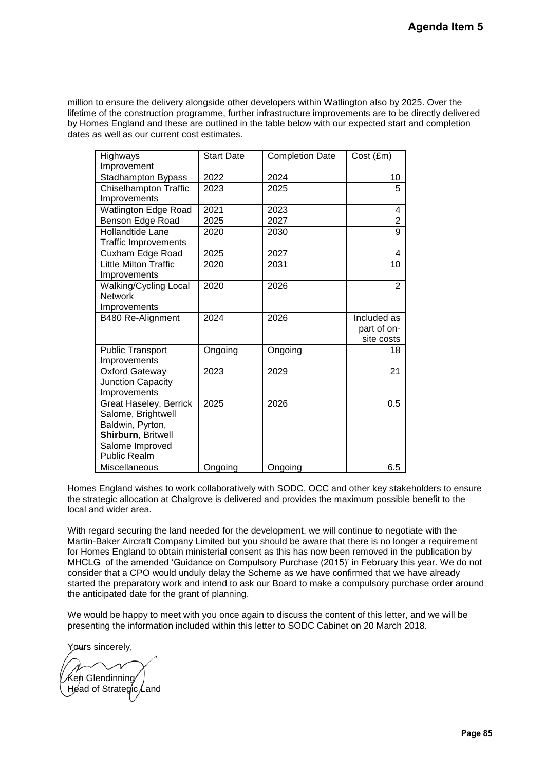million to ensure the delivery alongside other developers within Watlington also by 2025. Over the lifetime of the construction programme, further infrastructure improvements are to be directly delivered by Homes England and these are outlined in the table below with our expected start and completion dates as well as our current cost estimates.

| Highways Improvement | Start Date | Completion Date | Cost (£m) |
|---|---|---|---|
| Stadhampton Bypass | 2022 | 2024 | 10 |
| Chiselhampton Traffic Improvements | 2023 | 2025 | 5 |
| Watlington Edge Road | 2021 | 2023 | 4 |
| Benson Edge Road | 2025 | 2027 | 2 |
| Hollandtide Lane Traffic Improvements | 2020 | 2030 | 9 |
| Cuxham Edge Road | 2025 | 2027 | 4 |
| Little Milton Traffic Improvements | 2020 | 2031 | 10 |
| Walking/Cycling Local Network Improvements | 2020 | 2026 | 2 |
| B480 Re-Alignment | 2024 | 2026 | Included as part of on-site costs |
| Public Transport Improvements | Ongoing | Ongoing | 18 |
| Oxford Gateway Junction Capacity Improvements | 2023 | 2029 | 21 |
| Great Haseley, Berrick Salome, Brightwell Baldwin, Pyrton, **Shirburn**, Britwell Salome Improved Public Realm | 2025 | 2026 | 0.5 |
| Miscellaneous | Ongoing | Ongoing | 6.5 |

Homes England wishes to work collaboratively with SODC, OCC and other key stakeholders to ensure the strategic allocation at Chalgrove is delivered and provides the maximum possible benefit to the local and wider area.

With regard securing the land needed for the development, we will continue to negotiate with the Martin-Baker Aircraft Company Limited but you should be aware that there is no longer a requirement for Homes England to obtain ministerial consent as this has now been removed in the publication by MHCLG of the amended 'Guidance on Compulsory Purchase (2015)' in February this year. We do not consider that a CPO would unduly delay the Scheme as we have confirmed that we have already started the preparatory work and intend to ask our Board to make a compulsory purchase order around the anticipated date for the grant of planning.

We would be happy to meet with you once again to discuss the content of this letter, and we will be presenting the information included within this letter to SODC Cabinet on 20 March 2018.

Yours sincerely,

Ken Glendinning
Head of Strategic Land